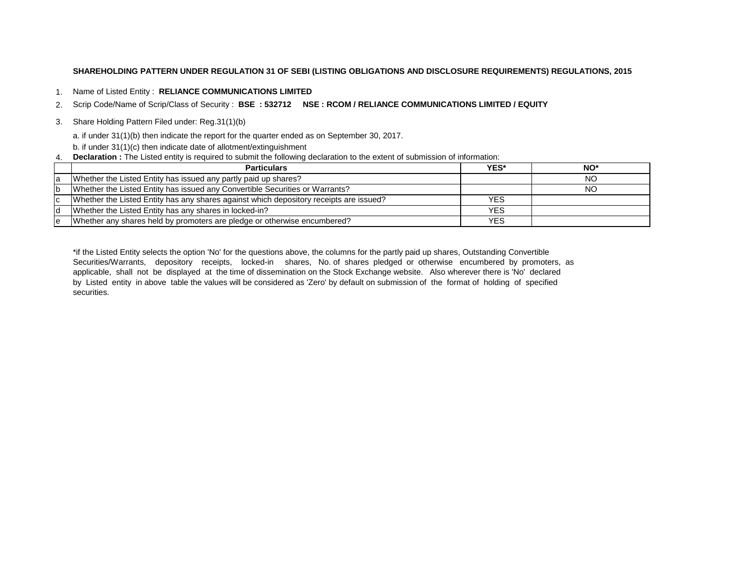**SHAREHOLDING PATTERN UNDER REGULATION 31 OF SEBI (LISTING OBLIGATIONS AND DISCLOSURE REQUIREMENTS) REGULATIONS, 2015**

1. Name of Listed Entity : **RELIANCE COMMUNICATIONS LIMITED**
2. Scrip Code/Name of Scrip/Class of Security : **BSE : 532712 NSE : RCOM / RELIANCE COMMUNICATIONS LIMITED / EQUITY**
3. Share Holding Pattern Filed under: Reg.31(1)(b)

   a. if under 31(1)(b) then indicate the report for the quarter ended as on September 30, 2017.

   b. if under 31(1)(c) then indicate date of allotment/extinguishment
4. **Declaration :** The Listed entity is required to submit the following declaration to the extent of submission of information:

| | Particulars | YES* | NO* |
|---|---|---|---|
| a | Whether the Listed Entity has issued any partly paid up shares? | | NO |
| b | Whether the Listed Entity has issued any Convertible Securities or Warrants? | | NO |
| c | Whether the Listed Entity has any shares against which depository receipts are issued? | YES | |
| d | Whether the Listed Entity has any shares in locked-in? | YES | |
| e | Whether any shares held by promoters are pledge or otherwise encumbered? | YES | |

*if the Listed Entity selects the option 'No' for the questions above, the columns for the partly paid up shares, Outstanding Convertible Securities/Warrants, depository receipts, locked-in shares, No. of shares pledged or otherwise encumbered by promoters, as applicable, shall not be displayed at the time of dissemination on the Stock Exchange website. Also wherever there is 'No' declared by Listed entity in above table the values will be considered as 'Zero' by default on submission of the format of holding of specified securities.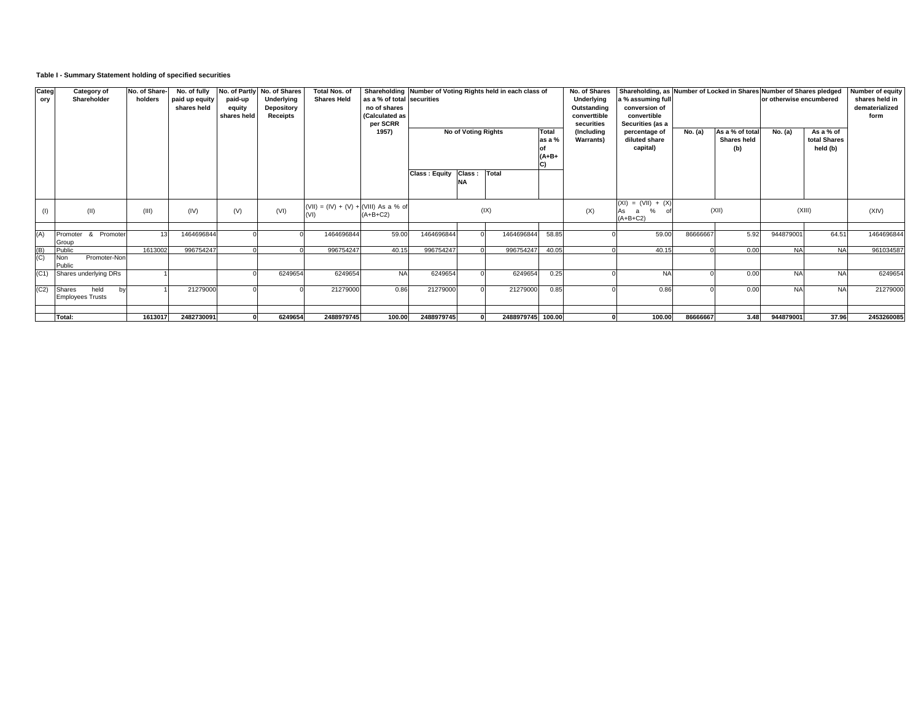**Table I - Summary Statement holding of specified securities**

| Category | Category of Shareholder | No. of Share-holders | No. of fully paid up equity shares held | No. of Partly paid-up equity shares held | No. of Shares Underlying Depository Receipts | Total Nos. of Shares Held | Shareholding as a % of total no of shares (Calculated as per SCRR 1957) | Number of Voting Rights held in each class of securities | | | | No. of Shares Underlying Outstanding converttible securities (Including Warrants) | Shareholding, as a % assuming full conversion of convertible Securities (as a percentage of diluted share capital) | Number of Locked in Shares | | Number of Shares pledged or otherwise encumbered | | Number of equity shares held in dematerialized form |
|---|---|---|---|---|---|---|---|---|---|---|---|---|---|---|---|---|---|---|
| | | | | | | | | No of Voting Rights | | | Total as a % of (A+B+C) | | | No. (a) | As a % of total Shares held (b) | No. (a) | As a % of total Shares held (b) | |
| | | | | | | | | Class : Equity | Class : NA | Total | | | | | | | | |
| (I) | (II) | (III) | (IV) | (V) | (VI) | (VII) = (IV) + (V) + (VI) | (VIII) As a % of (A+B+C2) | (IX) | | | | (X) | (XI) = (VII) + (X) As a % of (A+B+C2) | (XII) | | (XIII) | | (XIV) |
| (A) | Promoter & Promoter Group | 13 | 1464696844 | 0 | 0 | 1464696844 | 59.00 | 1464696844 | 0 | 1464696844 | 58.85 | 0 | 59.00 | 86666667 | 5.92 | 944879001 | 64.51 | 1464696844 |
| (B) | Public | 1613002 | 996754247 | 0 | 0 | 996754247 | 40.15 | 996754247 | 0 | 996754247 | 40.05 | 0 | 40.15 | 0 | 0.00 | NA | NA | 961034587 |
| (C) | Non Promoter-Non Public | | | | | | | | | | | | | | | | | |
| (C1) | Shares underlying DRs | 1 | | 0 | 6249654 | 6249654 | NA | 6249654 | 0 | 6249654 | 0.25 | 0 | NA | 0 | 0.00 | NA | NA | 6249654 |
| (C2) | Shares held by Employees Trusts | 1 | 21279000 | 0 | 0 | 21279000 | 0.86 | 21279000 | 0 | 21279000 | 0.85 | 0 | 0.86 | 0 | 0.00 | NA | NA | 21279000 |
| | **Total:** | **1613017** | **2482730091** | **0** | **6249654** | **2488979745** | **100.00** | **2488979745** | **0** | **2488979745** | **100.00** | **0** | **100.00** | **86666667** | **3.48** | **944879001** | **37.96** | **2453260085** |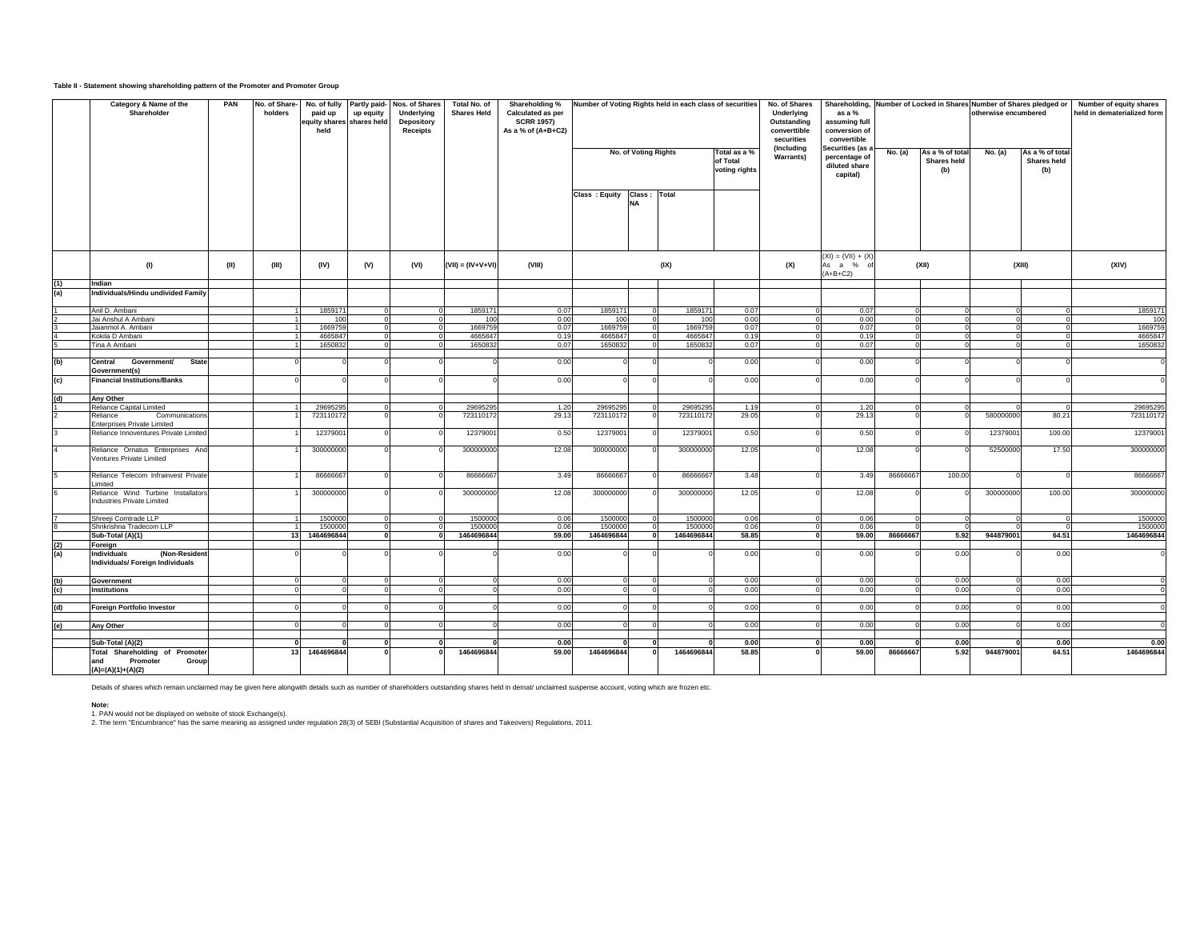**Table II - Statement showing shareholding pattern of the Promoter and Promoter Group**

| | Category & Name of the Shareholder | PAN | No. of Share-holders | No. of fully paid up equity shares held | Partly paid-up equity shares held | Nos. of Shares Underlying Depository Receipts | Total No. of Shares Held | Shareholding % Calculated as per SCRR 1957) As a % of (A+B+C2) | Number of Voting Rights held in each class of securities | | | | No. of Shares Underlying Outstanding converttible securities (Including Warrants) | Shareholding, as a % assuming full conversion of convertible Securities (as a percentage of diluted share capital) | Number of Locked in Shares | | Number of Shares pledged or otherwise encumbered | | Number of equity shares held in dematerialized form |
|---|---|---|---|---|---|---|---|---|---|---|---|---|---|---|---|---|---|---|---|
| | | | | | | | | | No. of Voting Rights | | | Total as a % of Total voting rights | | | No. (a) | As a % of total Shares held (b) | No. (a) | As a % of total Shares held (b) | |
| | | | | | | | | | Class : Equity | Class : NA | Total | | | | | | | | |
| | (I) | (II) | (III) | (IV) | (V) | (VI) | (VII) = (IV+V+VI) | (VIII) | (IX) | | | | (X) | (XI) = (VII) + (X) As a % of (A+B+C2) | (XII) | | (XIII) | | (XIV) |
| (1) | **Indian** | | | | | | | | | | | | | | | | | | |
| (a) | **Individuals/Hindu undivided Family** | | | | | | | | | | | | | | | | | | |
| 1 | Anil D. Ambani | | 1 | 1859171 | 0 | 0 | 1859171 | 0.07 | 1859171 | 0 | 1859171 | 0.07 | 0 | 0.07 | 0 | 0 | 0 | 0 | 1859171 |
| 2 | Jai Anshul A Ambani | | 1 | 100 | 0 | 0 | 100 | 0.00 | 100 | 0 | 100 | 0.00 | 0 | 0.00 | 0 | 0 | 0 | 0 | 100 |
| 3 | Jaianmol A. Ambani | | 1 | 1669759 | 0 | 0 | 1669759 | 0.07 | 1669759 | 0 | 1669759 | 0.07 | 0 | 0.07 | 0 | 0 | 0 | 0 | 1669759 |
| 4 | Kokila D Ambani | | 1 | 4665847 | 0 | 0 | 4665847 | 0.19 | 4665847 | 0 | 4665847 | 0.19 | 0 | 0.19 | 0 | 0 | 0 | 0 | 4665847 |
| 5 | Tina A Ambani | | 1 | 1650832 | 0 | 0 | 1650832 | 0.07 | 1650832 | 0 | 1650832 | 0.07 | 0 | 0.07 | 0 | 0 | 0 | 0 | 1650832 |
| (b) | **Central Government/ State Government(s)** | | 0 | 0 | 0 | 0 | 0 | 0.00 | 0 | 0 | 0 | 0.00 | 0 | 0.00 | 0 | 0 | 0 | 0 | 0 |
| (c) | **Financial Institutions/Banks** | | 0 | 0 | 0 | 0 | 0 | 0.00 | 0 | 0 | 0 | 0.00 | 0 | 0.00 | 0 | 0 | 0 | 0 | 0 |
| (d) | **Any Other** | | | | | | | | | | | | | | | | | | |
| 1 | Reliance Capital Limited | | 1 | 29695295 | 0 | 0 | 29695295 | 1.20 | 29695295 | 0 | 29695295 | 1.19 | 0 | 1.20 | 0 | 0 | 0 | 0 | 29695295 |
| 2 | Reliance Communications Enterprises Private Limited | | 1 | 723110172 | 0 | 0 | 723110172 | 29.13 | 723110172 | 0 | 723110172 | 29.05 | 0 | 29.13 | 0 | 0 | 580000000 | 80.21 | 723110172 |
| 3 | Reliance Innoventures Private Limited | | 1 | 12379001 | 0 | 0 | 12379001 | 0.50 | 12379001 | 0 | 12379001 | 0.50 | 0 | 0.50 | 0 | 0 | 12379001 | 100.00 | 12379001 |
| 4 | Reliance Ornatus Enterprises And Ventures Private Limited | | 1 | 300000000 | 0 | 0 | 300000000 | 12.08 | 300000000 | 0 | 300000000 | 12.05 | 0 | 12.08 | 0 | 0 | 52500000 | 17.50 | 300000000 |
| 5 | Reliance Telecom Infrainvest Private Limited | | 1 | 86666667 | 0 | 0 | 86666667 | 3.49 | 86666667 | 0 | 86666667 | 3.48 | 0 | 3.49 | 86666667 | 100.00 | 0 | 0 | 86666667 |
| 6 | Reliance Wind Turbine Installators Industries Private Limited | | 1 | 300000000 | 0 | 0 | 300000000 | 12.08 | 300000000 | 0 | 300000000 | 12.05 | 0 | 12.08 | 0 | 0 | 300000000 | 100.00 | 300000000 |
| 7 | Shreeji Comtrade LLP | | 1 | 1500000 | 0 | 0 | 1500000 | 0.06 | 1500000 | 0 | 1500000 | 0.06 | 0 | 0.06 | 0 | 0 | 0 | 0 | 1500000 |
| 8 | Shrikrishna Tradecom LLP | | 1 | 1500000 | 0 | 0 | 1500000 | 0.06 | 1500000 | 0 | 1500000 | 0.06 | 0 | 0.06 | 0 | 0 | 0 | 0 | 1500000 |
| | **Sub-Total (A)(1)** | | **13** | **1464696844** | **0** | **0** | **1464696844** | **59.00** | **1464696844** | **0** | **1464696844** | **58.85** | **0** | **59.00** | **86666667** | **5.92** | **944879001** | **64.51** | **1464696844** |
| (2) | **Foreign** | | | | | | | | | | | | | | | | | | |
| (a) | **Individuals (Non-Resident Individuals/ Foreign Individuals** | | 0 | 0 | 0 | 0 | 0 | 0.00 | 0 | 0 | 0 | 0.00 | 0 | 0.00 | 0 | 0.00 | 0 | 0.00 | 0 |
| (b) | **Government** | | 0 | 0 | 0 | 0 | 0 | 0.00 | 0 | 0 | 0 | 0.00 | 0 | 0.00 | 0 | 0.00 | 0 | 0.00 | 0 |
| (c) | **Institutions** | | 0 | 0 | 0 | 0 | 0 | 0.00 | 0 | 0 | 0 | 0.00 | 0 | 0.00 | 0 | 0.00 | 0 | 0.00 | 0 |
| (d) | **Foreign Portfolio Investor** | | 0 | 0 | 0 | 0 | 0 | 0.00 | 0 | 0 | 0 | 0.00 | 0 | 0.00 | 0 | 0.00 | 0 | 0.00 | 0 |
| (e) | **Any Other** | | 0 | 0 | 0 | 0 | 0 | 0.00 | 0 | 0 | 0 | 0.00 | 0 | 0.00 | 0 | 0.00 | 0 | 0.00 | 0 |
| | **Sub-Total (A)(2)** | | **0** | **0** | **0** | **0** | **0** | **0.00** | **0** | **0** | **0** | **0.00** | **0** | **0.00** | **0** | **0.00** | **0** | **0.00** | **0.00** |
| | **Total Shareholding of Promoter and Promoter Group (A)=(A)(1)+(A)(2)** | | **13** | **1464696844** | **0** | **0** | **1464696844** | **59.00** | **1464696844** | **0** | **1464696844** | **58.85** | **0** | **59.00** | **86666667** | **5.92** | **944879001** | **64.51** | **1464696844** |

Details of shares which remain unclaimed may be given here alongwith details such as number of shareholders outstanding shares held in demat/ unclaimed suspense account, voting which are frozen etc.

**Note:**
1. PAN would not be displayed on website of stock Exchange(s).
2. The term "Encumbrance" has the same meaning as assigned under regulation 28(3) of SEBI (Substantial Acquisition of shares and Takeovers) Regulations, 2011.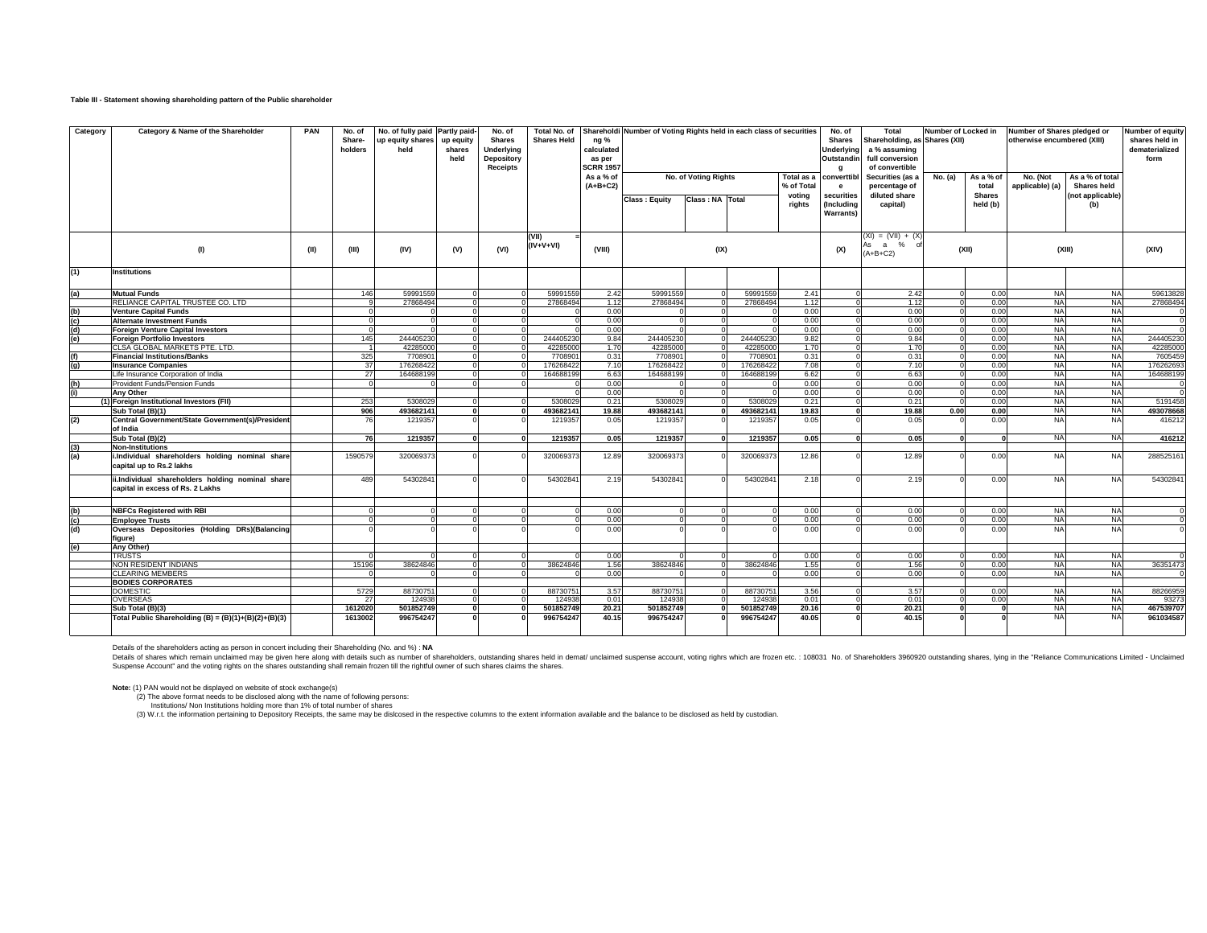**Table III - Statement showing shareholding pattern of the Public shareholder**

| Category | Category & Name of the Shareholder | PAN | No. of Share-holders | No. of fully paid up equity shares held | Partly paid-up equity shares held | No. of Shares Underlying Depository Receipts | Total No. of Shares Held | Shareholding % calculated as per SCRR 1957 As a % of (A+B+C2) | Number of Voting Rights held in each class of securities | | | | No. of Shares Underlying Outstanding convertible securities (Including Warrants) | Total Shareholding, as a % assuming full conversion of convertible Securities (as a percentage of diluted share capital) | Number of Locked in Shares (XII) | | Number of Shares pledged or otherwise encumbered (XIII) | | Number of equity shares held in dematerialized form |
|---|---|---|---|---|---|---|---|---|---|---|---|---|---|---|---|---|---|---|---|
| | | | | | | | | | No. of Voting Rights | | | Total as a % of Total voting rights | | | No. (a) | As a % of total Shares held (b) | No. (Not applicable) (a) | As a % of total Shares held (not applicable) (b) | |
| | | | | | | | | | Class : Equity | Class : NA | Total | | | | | | | | |
| | (I) | (II) | (III) | (IV) | (V) | (VI) | (VII) = (IV+V+VI) | (VIII) | (IX) | | | | (X) | (XI) = (VII) + (X) As a % of (A+B+C2) | (XII) | | (XIII) | | (XIV) |
| (1) | **Institutions** | | | | | | | | | | | | | | | | | | |
| (a) | **Mutual Funds** | | 146 | 59991559 | 0 | 0 | 59991559 | 2.42 | 59991559 | 0 | 59991559 | 2.41 | 0 | 2.42 | 0 | 0.00 | NA | NA | 59613828 |
| | RELIANCE CAPITAL TRUSTEE CO. LTD | | 9 | 27868494 | 0 | 0 | 27868494 | 1.12 | 27868494 | 0 | 27868494 | 1.12 | 0 | 1.12 | 0 | 0.00 | NA | NA | 27868494 |
| (b) | **Venture Capital Funds** | | 0 | 0 | 0 | 0 | 0 | 0.00 | 0 | 0 | 0 | 0.00 | 0 | 0.00 | 0 | 0.00 | NA | NA | 0 |
| (c) | **Alternate Investment Funds** | | 0 | 0 | 0 | 0 | 0 | 0.00 | 0 | 0 | 0 | 0.00 | 0 | 0.00 | 0 | 0.00 | NA | NA | 0 |
| (d) | **Foreign Venture Capital Investors** | | 0 | 0 | 0 | 0 | 0 | 0.00 | 0 | 0 | 0 | 0.00 | 0 | 0.00 | 0 | 0.00 | NA | NA | 0 |
| (e) | **Foreign Portfolio Investors** | | 145 | 244405230 | 0 | 0 | 244405230 | 9.84 | 244405230 | 0 | 244405230 | 9.82 | 0 | 9.84 | 0 | 0.00 | NA | NA | 244405230 |
| | CLSA GLOBAL MARKETS PTE. LTD. | | 1 | 42285000 | 0 | 0 | 42285000 | 1.70 | 42285000 | 0 | 42285000 | 1.70 | 0 | 1.70 | 0 | 0.00 | NA | NA | 42285000 |
| (f) | **Financial Institutions/Banks** | | 325 | 7708901 | 0 | 0 | 7708901 | 0.31 | 7708901 | 0 | 7708901 | 0.31 | 0 | 0.31 | 0 | 0.00 | NA | NA | 7605459 |
| (g) | **Insurance Companies** | | 37 | 176268422 | 0 | 0 | 176268422 | 7.10 | 176268422 | 0 | 176268422 | 7.08 | 0 | 7.10 | 0 | 0.00 | NA | NA | 176262693 |
| | Life Insurance Corporation of India | | 27 | 164688199 | 0 | 0 | 164688199 | 6.63 | 164688199 | 0 | 164688199 | 6.62 | 0 | 6.63 | 0 | 0.00 | NA | NA | 164688199 |
| (h) | Provident Funds/Pension Funds | | 0 | 0 | 0 | 0 | 0 | 0.00 | 0 | 0 | 0 | 0.00 | 0 | 0.00 | 0 | 0.00 | NA | NA | 0 |
| (i) | **Any Other** | | | | | | 0 | 0.00 | 0 | 0 | 0 | 0.00 | 0 | 0.00 | 0 | 0.00 | NA | NA | 0 |
| (1) | **Foreign Institutional Investors (FII)** | | 253 | 5308029 | 0 | 0 | 5308029 | 0.21 | 5308029 | 0 | 5308029 | 0.21 | 0 | 0.21 | 0 | 0.00 | NA | NA | 5191458 |
| | **Sub Total (B)(1)** | | **906** | **493682141** | **0** | **0** | **493682141** | **19.88** | **493682141** | **0** | **493682141** | **19.83** | **0** | **19.88** | **0.00** | **0.00** | NA | NA | **493078668** |
| (2) | **Central Government/State Government(s)/President of India** | | 76 | 1219357 | 0 | 0 | 1219357 | 0.05 | 1219357 | 0 | 1219357 | 0.05 | 0 | 0.05 | 0 | 0.00 | NA | NA | 416212 |
| | **Sub Total (B)(2)** | | **76** | **1219357** | **0** | **0** | **1219357** | **0.05** | **1219357** | **0** | **1219357** | **0.05** | **0** | **0.05** | **0** | **0** | NA | NA | **416212** |
| (3) | **Non-Institutions** | | | | | | | | | | | | | | | | | | |
| (a) | **i.Individual shareholders holding nominal share capital up to Rs.2 lakhs** | | 1590579 | 320069373 | 0 | 0 | 320069373 | 12.89 | 320069373 | 0 | 320069373 | 12.86 | 0 | 12.89 | 0 | 0.00 | NA | NA | 288525161 |
| | **ii.Individual shareholders holding nominal share capital in excess of Rs. 2 Lakhs** | | 489 | 54302841 | 0 | 0 | 54302841 | 2.19 | 54302841 | 0 | 54302841 | 2.18 | 0 | 2.19 | 0 | 0.00 | NA | NA | 54302841 |
| (b) | **NBFCs Registered with RBI** | | 0 | 0 | 0 | 0 | 0 | 0.00 | 0 | 0 | 0 | 0.00 | 0 | 0.00 | 0 | 0.00 | NA | NA | 0 |
| (c) | **Employee Trusts** | | 0 | 0 | 0 | 0 | 0 | 0.00 | 0 | 0 | 0 | 0.00 | 0 | 0.00 | 0 | 0.00 | NA | NA | 0 |
| (d) | **Overseas Depositories (Holding DRs)(Balancing figure)** | | 0 | 0 | 0 | 0 | 0 | 0.00 | 0 | 0 | 0 | 0.00 | 0 | 0.00 | 0 | 0.00 | NA | NA | 0 |
| (e) | **Any Other)** | | | | | | | | | | | | | | | | | | |
| | TRUSTS | | 0 | 0 | 0 | 0 | 0 | 0.00 | 0 | 0 | 0 | 0.00 | 0 | 0.00 | 0 | 0.00 | NA | NA | 0 |
| | NON RESIDENT INDIANS | | 15196 | 38624846 | 0 | 0 | 38624846 | 1.56 | 38624846 | 0 | 38624846 | 1.55 | 0 | 1.56 | 0 | 0.00 | NA | NA | 36351473 |
| | CLEARING MEMBERS | | 0 | 0 | 0 | 0 | 0 | 0.00 | 0 | 0 | 0 | 0.00 | 0 | 0.00 | 0 | 0.00 | NA | NA | 0 |
| | **BODIES CORPORATES** | | | | | | | | | | | | | | | | | | |
| | DOMESTIC | | 5729 | 88730751 | 0 | 0 | 88730751 | 3.57 | 88730751 | 0 | 88730751 | 3.56 | 0 | 3.57 | 0 | 0.00 | NA | NA | 88266959 |
| | OVERSEAS | | 27 | 124938 | 0 | 0 | 124938 | 0.01 | 124938 | 0 | 124938 | 0.01 | 0 | 0.01 | 0 | 0.00 | NA | NA | 93273 |
| | **Sub Total (B)(3)** | | **1612020** | **501852749** | **0** | **0** | **501852749** | **20.21** | **501852749** | **0** | **501852749** | **20.16** | **0** | **20.21** | **0** | **0** | NA | NA | **467539707** |
| | **Total Public Shareholding (B) = (B)(1)+(B)(2)+(B)(3)** | | **1613002** | **996754247** | **0** | **0** | **996754247** | **40.15** | **996754247** | **0** | **996754247** | **40.05** | **0** | **40.15** | **0** | **0** | NA | NA | **961034587** |

Details of the shareholders acting as person in concert including their Shareholding (No. and %) : **NA**

Details of shares which remain unclaimed may be given here along with details such as number of shareholders, outstanding shares held in demat/ unclaimed suspense account, voting righrs which are frozen etc. : 108031 No. of Shareholders 3960920 outstanding shares, lying in the "Reliance Communications Limited - Unclaimed Suspense Account" and the voting rights on the shares outstanding shall remain frozen till the rightful owner of such shares claims the shares.

**Note:** (1) PAN would not be displayed on website of stock exchange(s)

(2) The above format needs to be disclosed along with the name of following persons:

Institutions/ Non Institutions holding more than 1% of total number of shares

(3) W.r.t. the information pertaining to Depository Receipts, the same may be dislcosed in the respective columns to the extent information available and the balance to be disclosed as held by custodian.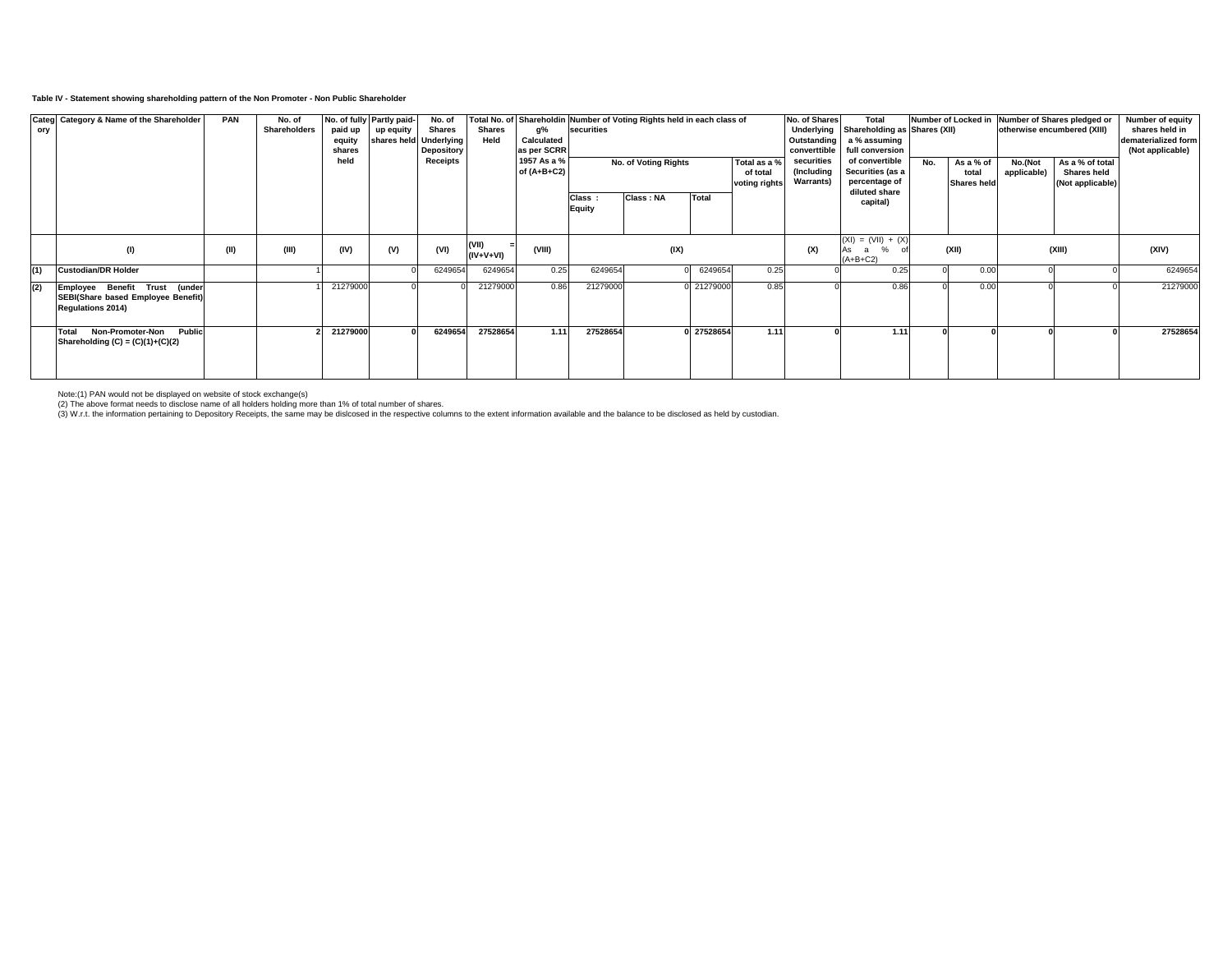**Table IV - Statement showing shareholding pattern of the Non Promoter - Non Public Shareholder**

| Category | Category & Name of the Shareholder | PAN | No. of Shareholders | No. of fully paid up equity shares held | Partly paid-up equity shares held | No. of Shares Underlying Depository Receipts | Total No. of Shares Held | Shareholding % Calculated as per SCRR 1957 As a % of (A+B+C2) | Number of Voting Rights held in each class of securities | | | | No. of Shares Underlying Outstanding converttible securities (Including Warrants) | Total Shareholding as a % assuming full conversion of convertible Securities (as a percentage of diluted share capital) | Number of Locked in Shares (XII) | | Number of Shares pledged or otherwise encumbered (XIII) | | Number of equity shares held in dematerialized form (Not applicable) |
|---|---|---|---|---|---|---|---|---|---|---|---|---|---|---|---|---|---|---|---|
| | | | | | | | | | No. of Voting Rights | | | Total as a % of total voting rights | | | No. | As a % of total Shares held | No.(Not applicable) | As a % of total Shares held (Not applicable) | |
| | | | | | | | | | Class : Equity | Class : NA | Total | | | | | | | | |
| | (I) | (II) | (III) | (IV) | (V) | (VI) | (VII) = (IV+V+VI) | (VIII) | (IX) | | | | (X) | (XI) = (VII) + (X) As a % of (A+B+C2) | (XII) | | (XIII) | | (XIV) |
| (1) | **Custodian/DR Holder** | | 1 | | 0 | 6249654 | 6249654 | 0.25 | 6249654 | 0 | 6249654 | 0.25 | 0 | 0.25 | 0 | 0.00 | 0 | 0 | 6249654 |
| (2) | **Employee Benefit Trust (under SEBI(Share based Employee Benefit) Regulations 2014)** | | 1 | 21279000 | 0 | 0 | 21279000 | 0.86 | 21279000 | 0 | 21279000 | 0.85 | 0 | 0.86 | 0 | 0.00 | 0 | 0 | 21279000 |
| | **Total Non-Promoter-Non Public Shareholding (C) = (C)(1)+(C)(2)** | | **2** | **21279000** | **0** | **6249654** | **27528654** | **1.11** | **27528654** | **0** | **27528654** | **1.11** | **0** | **1.11** | **0** | **0** | **0** | **0** | **27528654** |

Note:(1) PAN would not be displayed on website of stock exchange(s)
(2) The above format needs to disclose name of all holders holding more than 1% of total number of shares.
(3) W.r.t. the information pertaining to Depository Receipts, the same may be dislcosed in the respective columns to the extent information available and the balance to be disclosed as held by custodian.